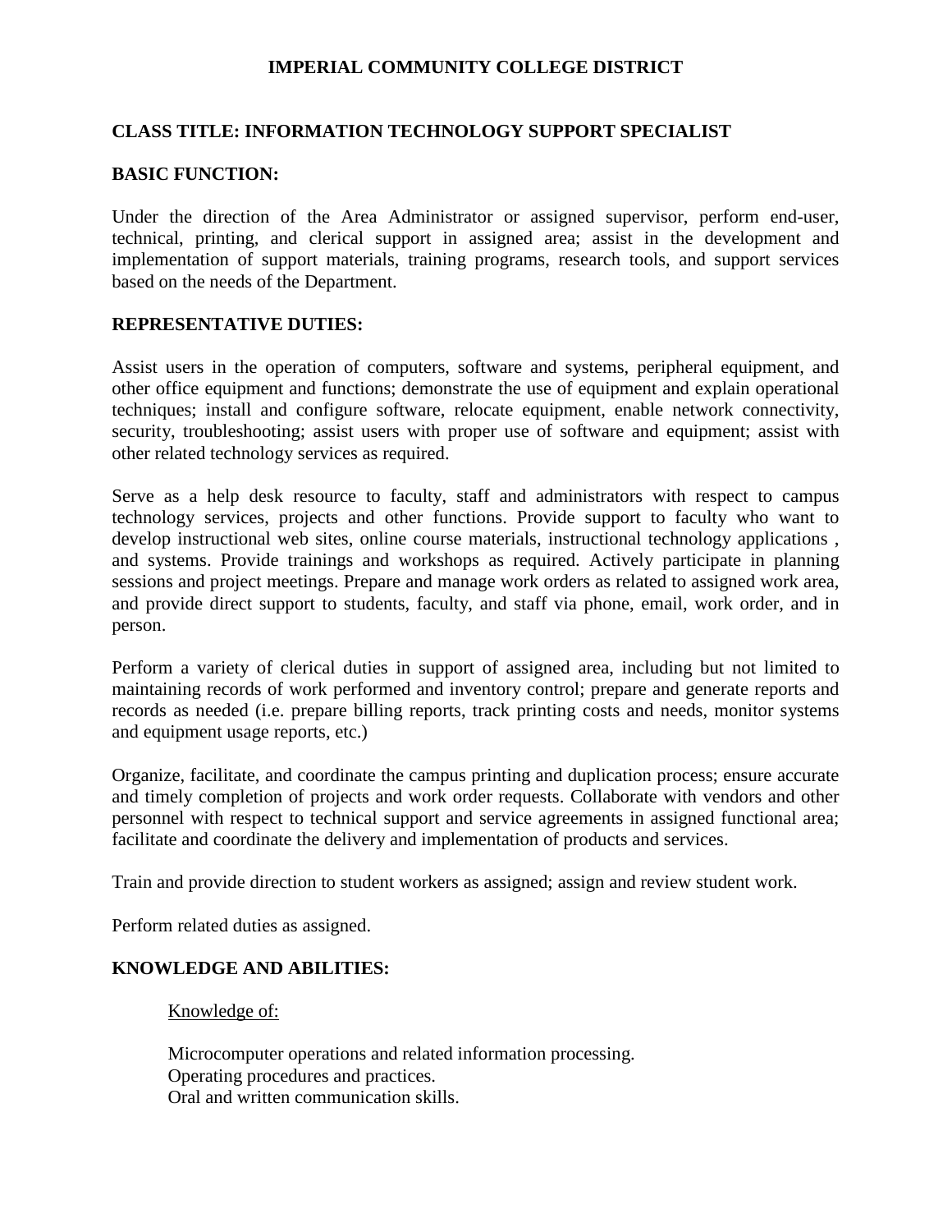# IMPERIAL COMMUNITY COLLEGE DISTRICT

## CLASS TITLE: INFORMATION TECHNOLOGY SUPPORT SPECIALIST

## BASIC FUNCTION:

Under the direction of the Area Administrator or assigned supervisor, perform end-user, technical, printing, and clerical support in assigned area; assist in the development and implementation of support materials, training programs, research tools, and support services based on the needs of the Department.

## REPRESENTATIVE DUTIES:

Assist users in the operation of computers, software and systems, peripheral equipment, and other office equipment and functions; demonstrate the use of equipment and explain operational techniques; install and configure software, relocate equipment, enable network connectivity, security, troubleshooting; assist users with proper use of software and equipment; assist with other related technology services as required.

Serve as a help desk resource to faculty, staff and administrators with respect to campus technology services, projects and other functions. Provide support to faculty who want to develop instructional web sites, online course materials, instructional technology applications , and systems. Provide trainings and workshops as required. Actively participate in planning sessions and project meetings. Prepare and manage work orders as related to assigned work area, and provide direct support to students, faculty, and staff via phone, email, work order, and in person.

Perform a variety of clerical duties in support of assigned area, including but not limited to maintaining records of work performed and inventory control; prepare and generate reports and records as needed (i.e. prepare billing reports, track printing costs and needs, monitor systems and equipment usage reports, etc.)

Organize, facilitate, and coordinate the campus printing and duplication process; ensure accurate and timely completion of projects and work order requests. Collaborate with vendors and other personnel with respect to technical support and service agreements in assigned functional area; facilitate and coordinate the delivery and implementation of products and services.

Train and provide direction to student workers as assigned; assign and review student work.

Perform related duties as assigned.

## KNOWLEDGE AND ABILITIES:

Knowledge of:

Microcomputer operations and related information processing.
Operating procedures and practices.
Oral and written communication skills.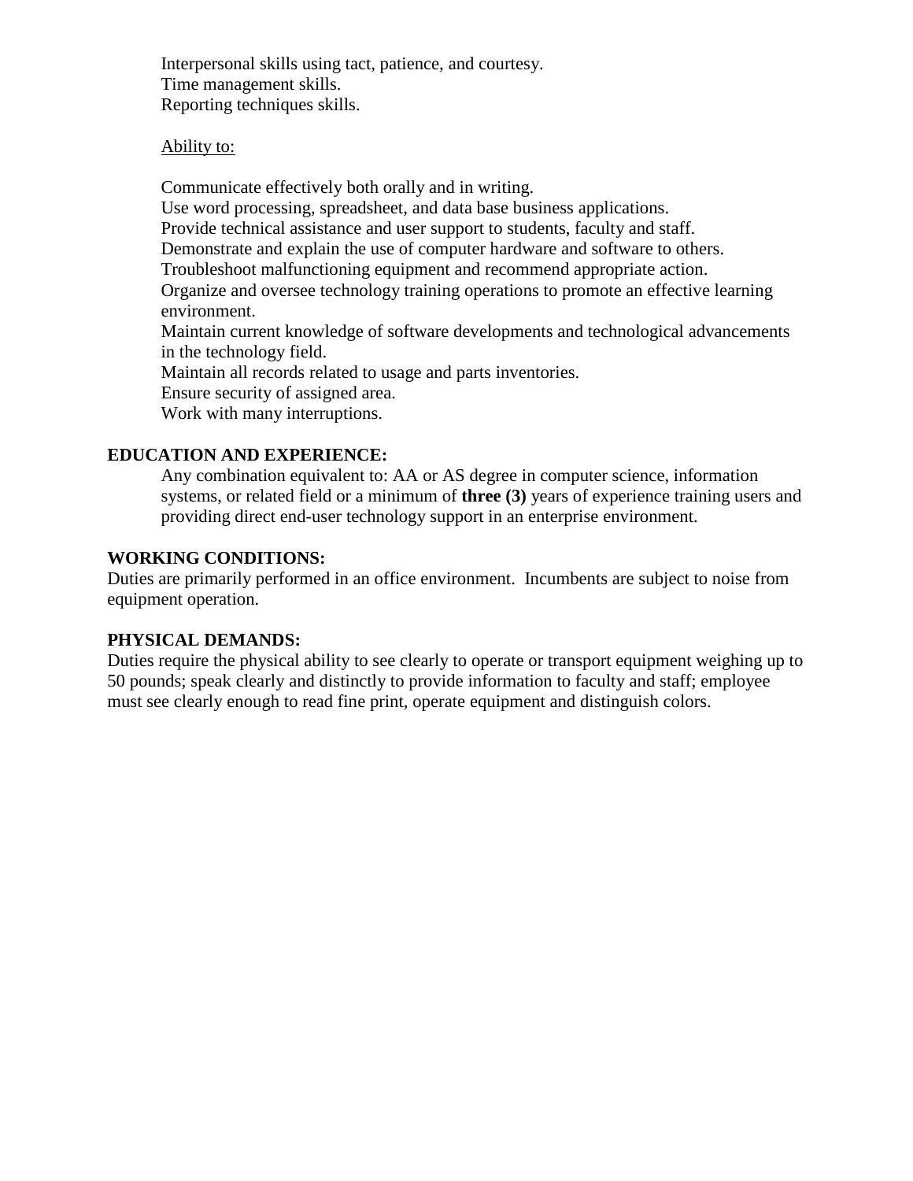Interpersonal skills using tact, patience, and courtesy.
Time management skills.
Reporting techniques skills.

Ability to:

Communicate effectively both orally and in writing.
Use word processing, spreadsheet, and data base business applications.
Provide technical assistance and user support to students, faculty and staff.
Demonstrate and explain the use of computer hardware and software to others.
Troubleshoot malfunctioning equipment and recommend appropriate action.
Organize and oversee technology training operations to promote an effective learning environment.
Maintain current knowledge of software developments and technological advancements in the technology field.
Maintain all records related to usage and parts inventories.
Ensure security of assigned area.
Work with many interruptions.

**EDUCATION AND EXPERIENCE:**

Any combination equivalent to: AA or AS degree in computer science, information systems, or related field or a minimum of **three (3)** years of experience training users and providing direct end-user technology support in an enterprise environment.

**WORKING CONDITIONS:**

Duties are primarily performed in an office environment. Incumbents are subject to noise from equipment operation.

**PHYSICAL DEMANDS:**

Duties require the physical ability to see clearly to operate or transport equipment weighing up to 50 pounds; speak clearly and distinctly to provide information to faculty and staff; employee must see clearly enough to read fine print, operate equipment and distinguish colors.